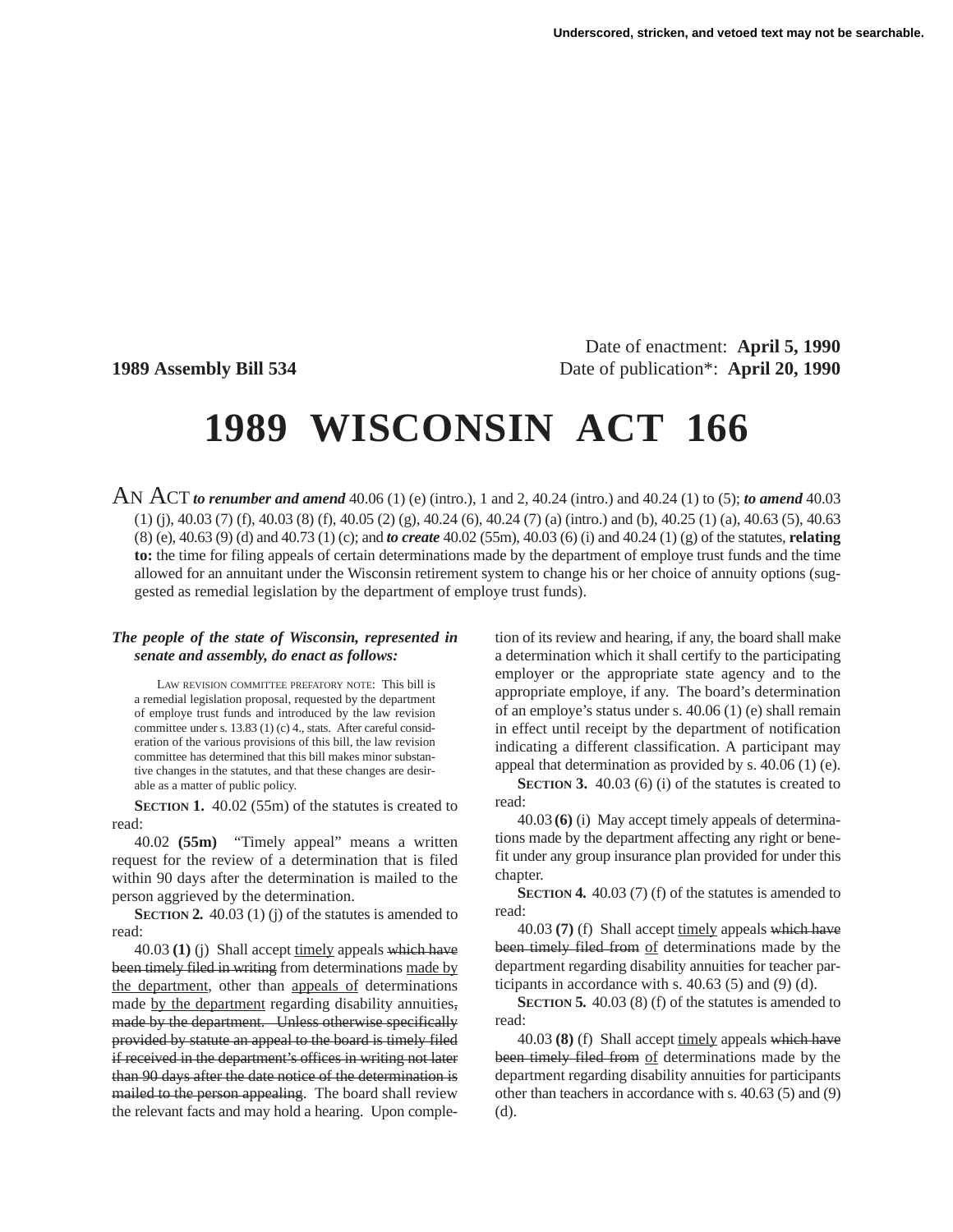Underscored, stricken, and vetoed text may not be searchable.

Date of enactment: **April 5, 1990**

**1989 Assembly Bill 534** Date of publication*: **April 20, 1990**

# 1989 WISCONSIN ACT 166

AN ACT ***to renumber and amend*** 40.06 (1) (e) (intro.), 1 and 2, 40.24 (intro.) and 40.24 (1) to (5); ***to amend*** 40.03 (1) (j), 40.03 (7) (f), 40.03 (8) (f), 40.05 (2) (g), 40.24 (6), 40.24 (7) (a) (intro.) and (b), 40.25 (1) (a), 40.63 (5), 40.63 (8) (e), 40.63 (9) (d) and 40.73 (1) (c); and ***to create*** 40.02 (55m), 40.03 (6) (i) and 40.24 (1) (g) of the statutes, **relating to:** the time for filing appeals of certain determinations made by the department of employe trust funds and the time allowed for an annuitant under the Wisconsin retirement system to change his or her choice of annuity options (suggested as remedial legislation by the department of employe trust funds).

***The people of the state of Wisconsin, represented in senate and assembly, do enact as follows:***

LAW REVISION COMMITTEE PREFATORY NOTE: This bill is a remedial legislation proposal, requested by the department of employe trust funds and introduced by the law revision committee under s. 13.83 (1) (c) 4., stats. After careful consideration of the various provisions of this bill, the law revision committee has determined that this bill makes minor substantive changes in the statutes, and that these changes are desirable as a matter of public policy.

**SECTION 1.** 40.02 (55m) of the statutes is created to read:

40.02 **(55m)** "Timely appeal" means a written request for the review of a determination that is filed within 90 days after the determination is mailed to the person aggrieved by the determination.

**SECTION 2.** 40.03 (1) (j) of the statutes is amended to read:

40.03 **(1)** (j) Shall accept <u>timely</u> appeals ~~which have been timely filed in writing~~ from determinations <u>made by the department</u>, other than <u>appeals of</u> determinations made <u>by the department</u> regarding disability annuities~~, made by the department. Unless otherwise specifically provided by statute an appeal to the board is timely filed if received in the department's offices in writing not later than 90 days after the date notice of the determination is mailed to the person appealing~~. The board shall review the relevant facts and may hold a hearing. Upon completion of its review and hearing, if any, the board shall make a determination which it shall certify to the participating employer or the appropriate state agency and to the appropriate employe, if any. The board's determination of an employe's status under s. 40.06 (1) (e) shall remain in effect until receipt by the department of notification indicating a different classification. A participant may appeal that determination as provided by s. 40.06 (1) (e).

**SECTION 3.** 40.03 (6) (i) of the statutes is created to read:

40.03 **(6)** (i) May accept timely appeals of determinations made by the department affecting any right or benefit under any group insurance plan provided for under this chapter.

**SECTION 4.** 40.03 (7) (f) of the statutes is amended to read:

40.03 **(7)** (f) Shall accept <u>timely</u> appeals ~~which have been timely filed from~~ <u>of</u> determinations made by the department regarding disability annuities for teacher participants in accordance with s. 40.63 (5) and (9) (d).

**SECTION 5.** 40.03 (8) (f) of the statutes is amended to read:

40.03 **(8)** (f) Shall accept <u>timely</u> appeals ~~which have been timely filed from~~ <u>of</u> determinations made by the department regarding disability annuities for participants other than teachers in accordance with s. 40.63 (5) and (9) (d).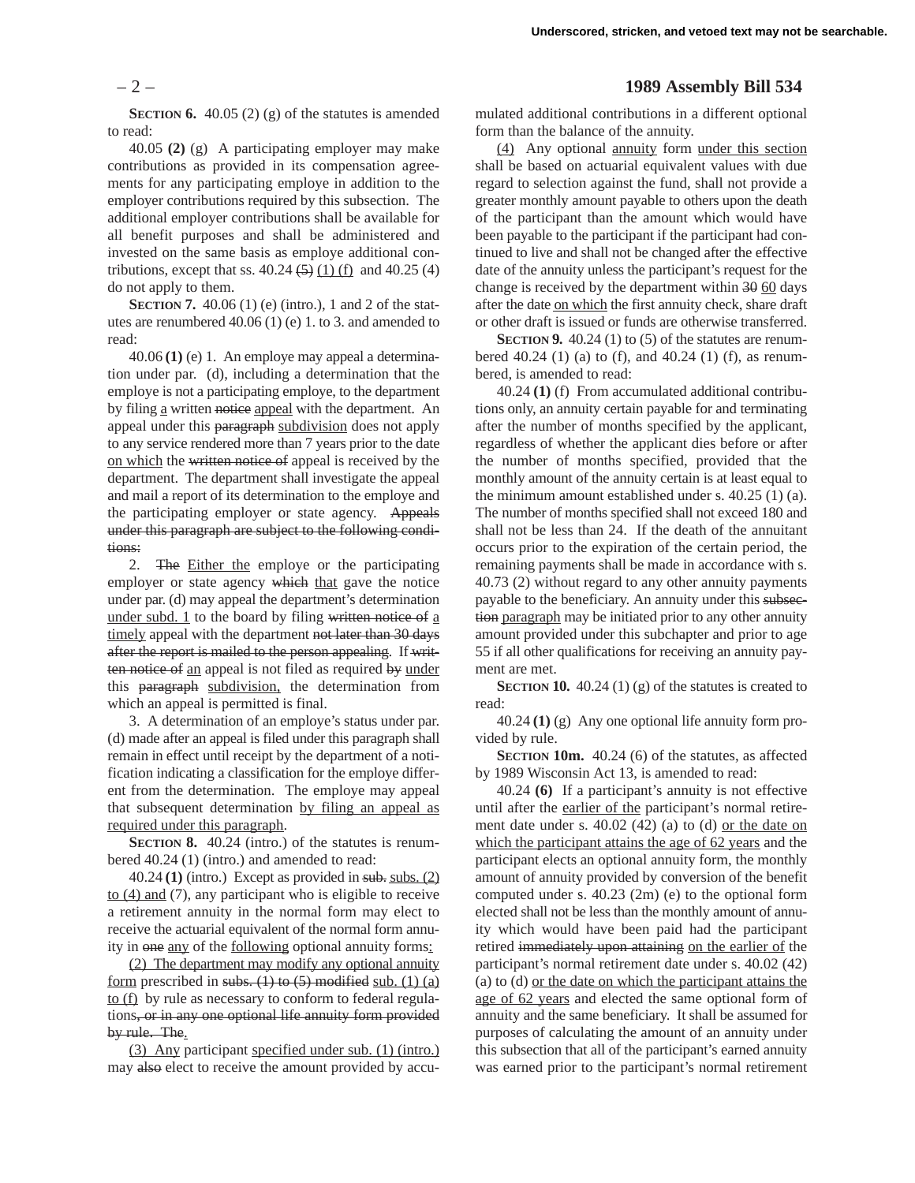**SECTION 6.** 40.05 (2) (g) of the statutes is amended to read:

40.05 **(2)** (g) A participating employer may make contributions as provided in its compensation agreements for any participating employe in addition to the employer contributions required by this subsection. The additional employer contributions shall be available for all benefit purposes and shall be administered and invested on the same basis as employe additional contributions, except that ss. 40.24 ~~(5)~~ (1) (f) and 40.25 (4) do not apply to them.

**SECTION 7.** 40.06 (1) (e) (intro.), 1 and 2 of the statutes are renumbered 40.06 (1) (e) 1. to 3. and amended to read:

40.06 **(1)** (e) 1. An employe may appeal a determination under par. (d), including a determination that the employe is not a participating employe, to the department by filing a written ~~notice~~ appeal with the department. An appeal under this ~~paragraph~~ subdivision does not apply to any service rendered more than 7 years prior to the date on which the ~~written notice of~~ appeal is received by the department. The department shall investigate the appeal and mail a report of its determination to the employe and the participating employer or state agency. ~~Appeals under this paragraph are subject to the following conditions:~~

2. ~~The~~ Either the employe or the participating employer or state agency ~~which~~ that gave the notice under par. (d) may appeal the department's determination under subd. 1 to the board by filing ~~written notice of~~ a timely appeal with the department ~~not later than 30 days after the report is mailed to the person appealing~~. If ~~written notice of~~ an appeal is not filed as required ~~by~~ under this ~~paragraph~~ subdivision, the determination from which an appeal is permitted is final.

3. A determination of an employe's status under par. (d) made after an appeal is filed under this paragraph shall remain in effect until receipt by the department of a notification indicating a classification for the employe different from the determination. The employe may appeal that subsequent determination by filing an appeal as required under this paragraph.

**SECTION 8.** 40.24 (intro.) of the statutes is renumbered 40.24 (1) (intro.) and amended to read:

40.24 **(1)** (intro.) Except as provided in ~~sub.~~ subs. (2) to (4) and (7), any participant who is eligible to receive a retirement annuity in the normal form may elect to receive the actuarial equivalent of the normal form annuity in ~~one~~ any of the following optional annuity forms:

(2) The department may modify any optional annuity form prescribed in ~~subs. (1) to (5) modified~~ sub. (1) (a) to (f) by rule as necessary to conform to federal regulations~~, or in any one optional life annuity form provided by rule. The~~.

(3) Any participant specified under sub. (1) (intro.) may ~~also~~ elect to receive the amount provided by accumulated additional contributions in a different optional form than the balance of the annuity.

(4) Any optional annuity form under this section shall be based on actuarial equivalent values with due regard to selection against the fund, shall not provide a greater monthly amount payable to others upon the death of the participant than the amount which would have been payable to the participant if the participant had continued to live and shall not be changed after the effective date of the annuity unless the participant's request for the change is received by the department within ~~30~~ 60 days after the date on which the first annuity check, share draft or other draft is issued or funds are otherwise transferred.

**SECTION 9.** 40.24 (1) to (5) of the statutes are renumbered 40.24 (1) (a) to (f), and 40.24 (1) (f), as renumbered, is amended to read:

40.24 **(1)** (f) From accumulated additional contributions only, an annuity certain payable for and terminating after the number of months specified by the applicant, regardless of whether the applicant dies before or after the number of months specified, provided that the monthly amount of the annuity certain is at least equal to the minimum amount established under s. 40.25 (1) (a). The number of months specified shall not exceed 180 and shall not be less than 24. If the death of the annuitant occurs prior to the expiration of the certain period, the remaining payments shall be made in accordance with s. 40.73 (2) without regard to any other annuity payments payable to the beneficiary. An annuity under this ~~subsection~~ paragraph may be initiated prior to any other annuity amount provided under this subchapter and prior to age 55 if all other qualifications for receiving an annuity payment are met.

**SECTION 10.** 40.24 (1) (g) of the statutes is created to read:

40.24 **(1)** (g) Any one optional life annuity form provided by rule.

**SECTION 10m.** 40.24 (6) of the statutes, as affected by 1989 Wisconsin Act 13, is amended to read:

40.24 **(6)** If a participant's annuity is not effective until after the earlier of the participant's normal retirement date under s. 40.02 (42) (a) to (d) or the date on which the participant attains the age of 62 years and the participant elects an optional annuity form, the monthly amount of annuity provided by conversion of the benefit computed under s. 40.23 (2m) (e) to the optional form elected shall not be less than the monthly amount of annuity which would have been paid had the participant retired ~~immediately upon attaining~~ on the earlier of the participant's normal retirement date under s. 40.02 (42) (a) to (d) or the date on which the participant attains the age of 62 years and elected the same optional form of annuity and the same beneficiary. It shall be assumed for purposes of calculating the amount of an annuity under this subsection that all of the participant's earned annuity was earned prior to the participant's normal retirement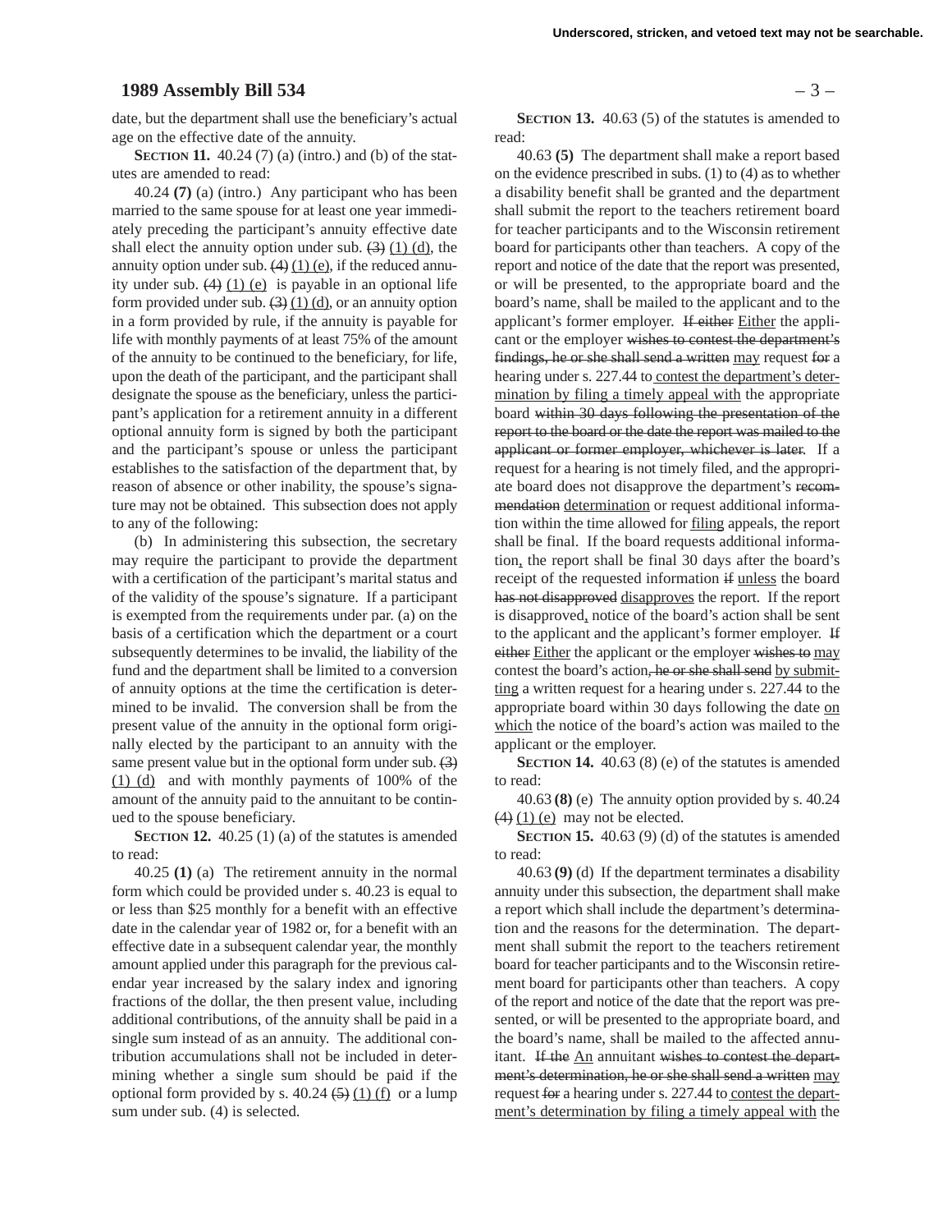date, but the department shall use the beneficiary's actual age on the effective date of the annuity.

**SECTION 11.** 40.24 (7) (a) (intro.) and (b) of the statutes are amended to read:

40.24 **(7)** (a) (intro.) Any participant who has been married to the same spouse for at least one year immediately preceding the participant's annuity effective date shall elect the annuity option under sub. ~~(3)~~ <u>(1) (d)</u>, the annuity option under sub. ~~(4)~~ <u>(1) (e)</u>, if the reduced annuity under sub. ~~(4)~~ <u>(1) (e)</u> is payable in an optional life form provided under sub. ~~(3)~~ <u>(1) (d)</u>, or an annuity option in a form provided by rule, if the annuity is payable for life with monthly payments of at least 75% of the amount of the annuity to be continued to the beneficiary, for life, upon the death of the participant, and the participant shall designate the spouse as the beneficiary, unless the participant's application for a retirement annuity in a different optional annuity form is signed by both the participant and the participant's spouse or unless the participant establishes to the satisfaction of the department that, by reason of absence or other inability, the spouse's signature may not be obtained. This subsection does not apply to any of the following:

(b) In administering this subsection, the secretary may require the participant to provide the department with a certification of the participant's marital status and of the validity of the spouse's signature. If a participant is exempted from the requirements under par. (a) on the basis of a certification which the department or a court subsequently determines to be invalid, the liability of the fund and the department shall be limited to a conversion of annuity options at the time the certification is determined to be invalid. The conversion shall be from the present value of the annuity in the optional form originally elected by the participant to an annuity with the same present value but in the optional form under sub. ~~(3)~~ <u>(1) (d)</u> and with monthly payments of 100% of the amount of the annuity paid to the annuitant to be continued to the spouse beneficiary.

**SECTION 12.** 40.25 (1) (a) of the statutes is amended to read:

40.25 **(1)** (a) The retirement annuity in the normal form which could be provided under s. 40.23 is equal to or less than $25 monthly for a benefit with an effective date in the calendar year of 1982 or, for a benefit with an effective date in a subsequent calendar year, the monthly amount applied under this paragraph for the previous calendar year increased by the salary index and ignoring fractions of the dollar, the then present value, including additional contributions, of the annuity shall be paid in a single sum instead of as an annuity. The additional contribution accumulations shall not be included in determining whether a single sum should be paid if the optional form provided by s. 40.24 ~~(5)~~ <u>(1) (f)</u> or a lump sum under sub. (4) is selected.

**SECTION 13.** 40.63 (5) of the statutes is amended to read:

40.63 **(5)** The department shall make a report based on the evidence prescribed in subs. (1) to (4) as to whether a disability benefit shall be granted and the department shall submit the report to the teachers retirement board for teacher participants and to the Wisconsin retirement board for participants other than teachers. A copy of the report and notice of the date that the report was presented, or will be presented, to the appropriate board and the board's name, shall be mailed to the applicant and to the applicant's former employer. ~~If either~~ <u>Either</u> the applicant or the employer ~~wishes to contest the department's findings, he or she shall send a written~~ <u>may</u> request ~~for~~ a hearing under s. 227.44 to<u> contest the department's determination by filing a timely appeal with</u> the appropriate board ~~within 30 days following the presentation of the report to the board or the date the report was mailed to the applicant or former employer, whichever is later~~. If a request for a hearing is not timely filed, and the appropriate board does not disapprove the department's ~~recommendation~~ <u>determination</u> or request additional information within the time allowed for <u>filing</u> appeals, the report shall be final. If the board requests additional information<u>,</u> the report shall be final 30 days after the board's receipt of the requested information ~~if~~ <u>unless</u> the board ~~has not disapproved~~ <u>disapproves</u> the report. If the report is disapproved<u>,</u> notice of the board's action shall be sent to the applicant and the applicant's former employer. ~~If either~~ <u>Either</u> the applicant or the employer ~~wishes to~~ <u>may</u> contest the board's action~~, he or she shall send~~ <u>by submitting</u> a written request for a hearing under s. 227.44 to the appropriate board within 30 days following the date <u>on which</u> the notice of the board's action was mailed to the applicant or the employer.

**SECTION 14.** 40.63 (8) (e) of the statutes is amended to read:

40.63 **(8)** (e) The annuity option provided by s. 40.24 ~~(4)~~ <u>(1) (e)</u> may not be elected.

**SECTION 15.** 40.63 (9) (d) of the statutes is amended to read:

40.63 **(9)** (d) If the department terminates a disability annuity under this subsection, the department shall make a report which shall include the department's determination and the reasons for the determination. The department shall submit the report to the teachers retirement board for teacher participants and to the Wisconsin retirement board for participants other than teachers. A copy of the report and notice of the date that the report was presented, or will be presented to the appropriate board, and the board's name, shall be mailed to the affected annuitant. ~~If the~~ <u>An</u> annuitant ~~wishes to contest the department's determination, he or she shall send a written~~ <u>may</u> request ~~for~~ a hearing under s. 227.44 to<u> contest the department's determination by filing a timely appeal with</u> the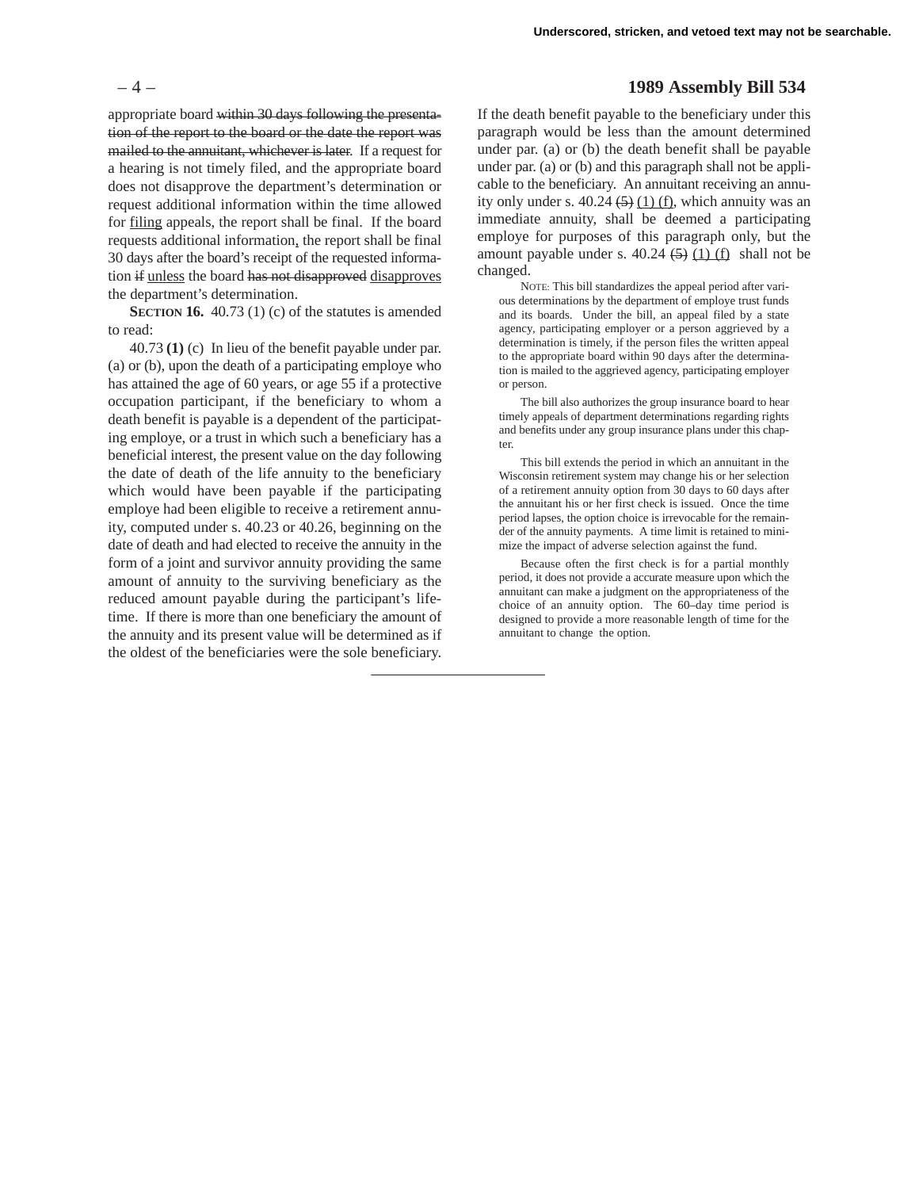appropriate board ~~within 30 days following the presentation of the report to the board or the date the report was mailed to the annuitant, whichever is later~~. If a request for a hearing is not timely filed, and the appropriate board does not disapprove the department's determination or request additional information within the time allowed for filing appeals, the report shall be final. If the board requests additional information, the report shall be final 30 days after the board's receipt of the requested information ~~if~~ unless the board ~~has not disapproved~~ disapproves the department's determination.

**SECTION 16.** 40.73 (1) (c) of the statutes is amended to read:

40.73 **(1)** (c) In lieu of the benefit payable under par. (a) or (b), upon the death of a participating employe who has attained the age of 60 years, or age 55 if a protective occupation participant, if the beneficiary to whom a death benefit is payable is a dependent of the participating employe, or a trust in which such a beneficiary has a beneficial interest, the present value on the day following the date of death of the life annuity to the beneficiary which would have been payable if the participating employe had been eligible to receive a retirement annuity, computed under s. 40.23 or 40.26, beginning on the date of death and had elected to receive the annuity in the form of a joint and survivor annuity providing the same amount of annuity to the surviving beneficiary as the reduced amount payable during the participant's lifetime. If there is more than one beneficiary the amount of the annuity and its present value will be determined as if the oldest of the beneficiaries were the sole beneficiary. If the death benefit payable to the beneficiary under this paragraph would be less than the amount determined under par. (a) or (b) the death benefit shall be payable under par. (a) or (b) and this paragraph shall not be applicable to the beneficiary. An annuitant receiving an annuity only under s. 40.24 ~~(5)~~ (1) (f), which annuity was an immediate annuity, shall be deemed a participating employe for purposes of this paragraph only, but the amount payable under s. 40.24 ~~(5)~~ (1) (f) shall not be changed.

NOTE: This bill standardizes the appeal period after various determinations by the department of employe trust funds and its boards. Under the bill, an appeal filed by a state agency, participating employer or a person aggrieved by a determination is timely, if the person files the written appeal to the appropriate board within 90 days after the determination is mailed to the aggrieved agency, participating employer or person.

The bill also authorizes the group insurance board to hear timely appeals of department determinations regarding rights and benefits under any group insurance plans under this chapter.

This bill extends the period in which an annuitant in the Wisconsin retirement system may change his or her selection of a retirement annuity option from 30 days to 60 days after the annuitant his or her first check is issued. Once the time period lapses, the option choice is irrevocable for the remainder of the annuity payments. A time limit is retained to minimize the impact of adverse selection against the fund.

Because often the first check is for a partial monthly period, it does not provide a accurate measure upon which the annuitant can make a judgment on the appropriateness of the choice of an annuity option. The 60–day time period is designed to provide a more reasonable length of time for the annuitant to change the option.